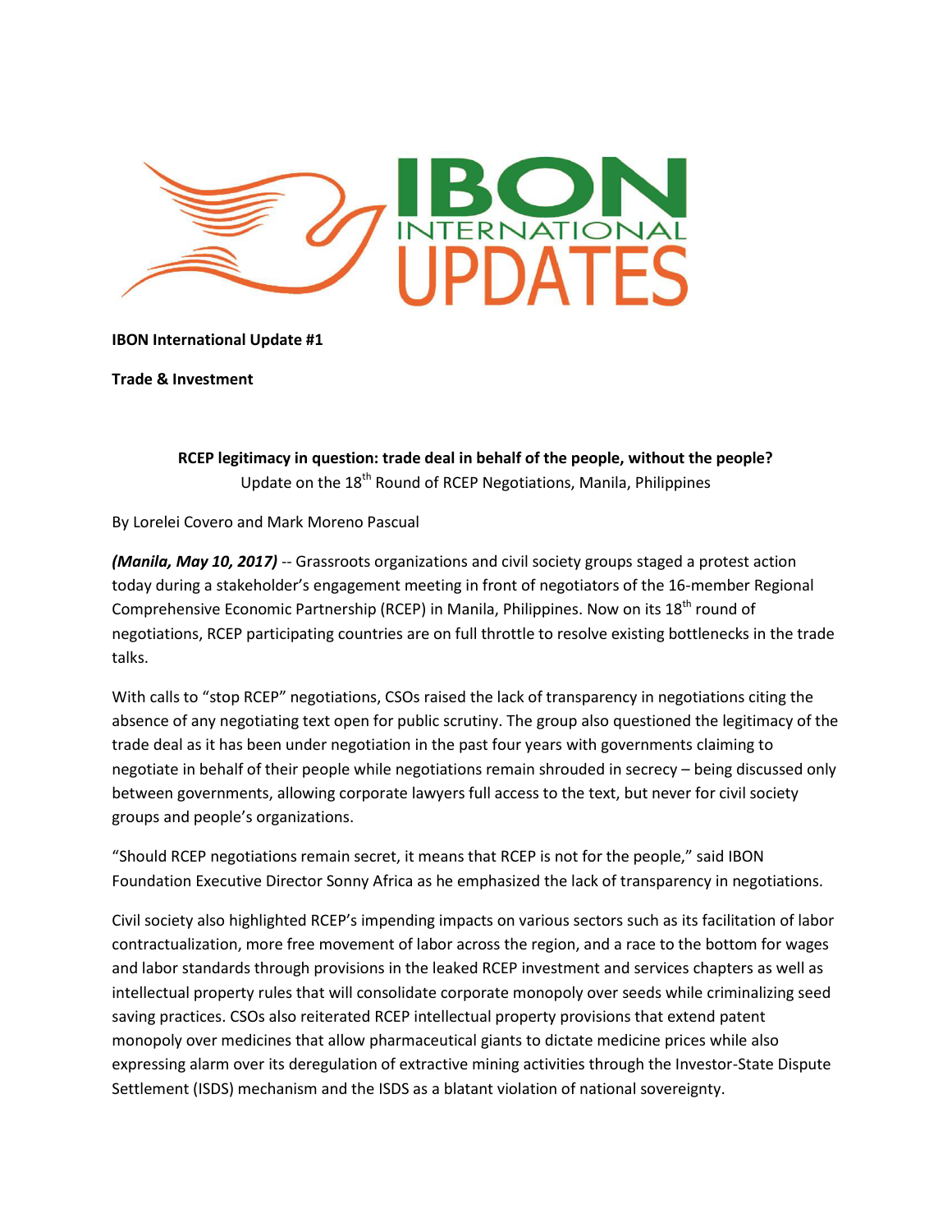IBON INTERNATIONAL UPDATES

**IBON International Update #1**

**Trade & Investment**

## RCEP legitimacy in question: trade deal in behalf of the people, without the people?

Update on the 18th Round of RCEP Negotiations, Manila, Philippines

By Lorelei Covero and Mark Moreno Pascual

***(Manila, May 10, 2017)*** -- Grassroots organizations and civil society groups staged a protest action today during a stakeholder's engagement meeting in front of negotiators of the 16-member Regional Comprehensive Economic Partnership (RCEP) in Manila, Philippines. Now on its 18th round of negotiations, RCEP participating countries are on full throttle to resolve existing bottlenecks in the trade talks.

With calls to "stop RCEP" negotiations, CSOs raised the lack of transparency in negotiations citing the absence of any negotiating text open for public scrutiny. The group also questioned the legitimacy of the trade deal as it has been under negotiation in the past four years with governments claiming to negotiate in behalf of their people while negotiations remain shrouded in secrecy – being discussed only between governments, allowing corporate lawyers full access to the text, but never for civil society groups and people's organizations.

"Should RCEP negotiations remain secret, it means that RCEP is not for the people," said IBON Foundation Executive Director Sonny Africa as he emphasized the lack of transparency in negotiations.

Civil society also highlighted RCEP's impending impacts on various sectors such as its facilitation of labor contractualization, more free movement of labor across the region, and a race to the bottom for wages and labor standards through provisions in the leaked RCEP investment and services chapters as well as intellectual property rules that will consolidate corporate monopoly over seeds while criminalizing seed saving practices. CSOs also reiterated RCEP intellectual property provisions that extend patent monopoly over medicines that allow pharmaceutical giants to dictate medicine prices while also expressing alarm over its deregulation of extractive mining activities through the Investor-State Dispute Settlement (ISDS) mechanism and the ISDS as a blatant violation of national sovereignty.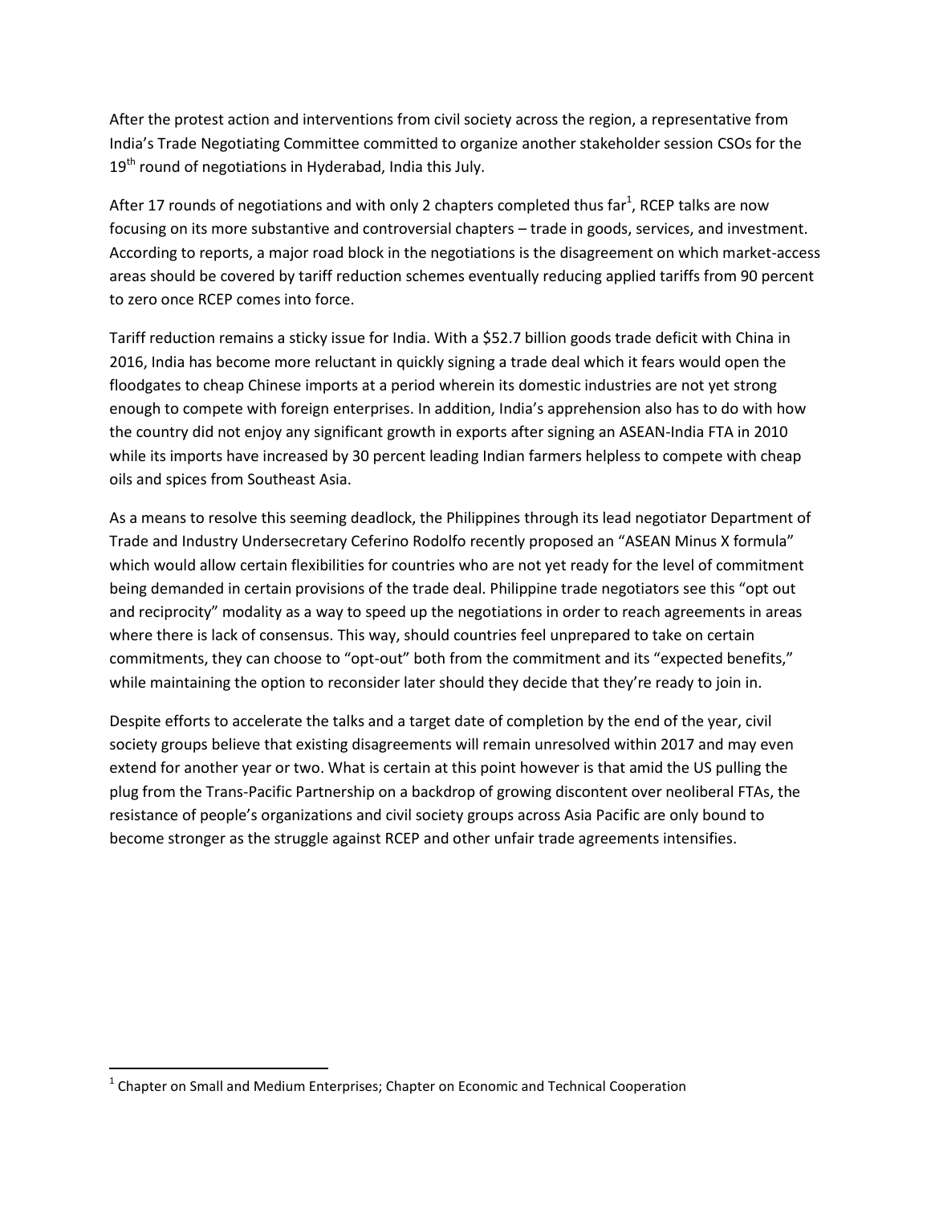After the protest action and interventions from civil society across the region, a representative from India's Trade Negotiating Committee committed to organize another stakeholder session CSOs for the 19th round of negotiations in Hyderabad, India this July.

After 17 rounds of negotiations and with only 2 chapters completed thus far[1], RCEP talks are now focusing on its more substantive and controversial chapters – trade in goods, services, and investment. According to reports, a major road block in the negotiations is the disagreement on which market-access areas should be covered by tariff reduction schemes eventually reducing applied tariffs from 90 percent to zero once RCEP comes into force.

Tariff reduction remains a sticky issue for India. With a $52.7 billion goods trade deficit with China in 2016, India has become more reluctant in quickly signing a trade deal which it fears would open the floodgates to cheap Chinese imports at a period wherein its domestic industries are not yet strong enough to compete with foreign enterprises. In addition, India's apprehension also has to do with how the country did not enjoy any significant growth in exports after signing an ASEAN-India FTA in 2010 while its imports have increased by 30 percent leading Indian farmers helpless to compete with cheap oils and spices from Southeast Asia.

As a means to resolve this seeming deadlock, the Philippines through its lead negotiator Department of Trade and Industry Undersecretary Ceferino Rodolfo recently proposed an "ASEAN Minus X formula" which would allow certain flexibilities for countries who are not yet ready for the level of commitment being demanded in certain provisions of the trade deal. Philippine trade negotiators see this "opt out and reciprocity" modality as a way to speed up the negotiations in order to reach agreements in areas where there is lack of consensus. This way, should countries feel unprepared to take on certain commitments, they can choose to "opt-out" both from the commitment and its "expected benefits," while maintaining the option to reconsider later should they decide that they're ready to join in.

Despite efforts to accelerate the talks and a target date of completion by the end of the year, civil society groups believe that existing disagreements will remain unresolved within 2017 and may even extend for another year or two. What is certain at this point however is that amid the US pulling the plug from the Trans-Pacific Partnership on a backdrop of growing discontent over neoliberal FTAs, the resistance of people's organizations and civil society groups across Asia Pacific are only bound to become stronger as the struggle against RCEP and other unfair trade agreements intensifies.

---

[1] Chapter on Small and Medium Enterprises; Chapter on Economic and Technical Cooperation